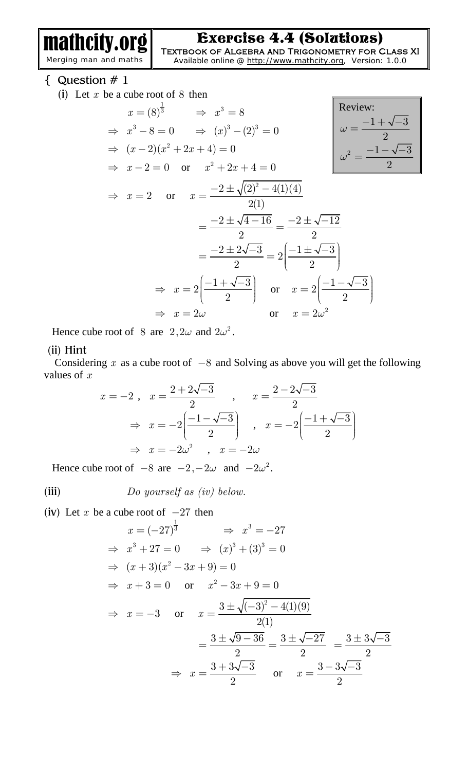# Exercise 4.4 (Solutions)

Textbook of Algebra and Trigonometry for Class XI

Available online @ http://www.mathcity.org, Version: 1.0.0

## Question # 1

**(i)** Let $x$ be a cube root of $8$ then

> Review:
> $\omega = \dfrac{-1+\sqrt{-3}}{2}$
> $\omega^2 = \dfrac{-1-\sqrt{-3}}{2}$

$$x = (8)^{\frac{1}{3}} \qquad \Rightarrow \; x^3 = 8$$

$$\Rightarrow \; x^3 - 8 = 0 \qquad \Rightarrow \; (x)^3 - (2)^3 = 0$$

$$\Rightarrow \; (x-2)(x^2+2x+4) = 0$$

$$\Rightarrow \; x - 2 = 0 \quad \text{or} \quad x^2 + 2x + 4 = 0$$

$$\Rightarrow \; x = 2 \quad \text{or} \quad x = \frac{-2 \pm \sqrt{(2)^2 - 4(1)(4)}}{2(1)}$$

$$= \frac{-2 \pm \sqrt{4-16}}{2} = \frac{-2 \pm \sqrt{-12}}{2}$$

$$= \frac{-2 \pm 2\sqrt{-3}}{2} = 2\left(\frac{-1 \pm \sqrt{-3}}{2}\right)$$

$$\Rightarrow \; x = 2\left(\frac{-1+\sqrt{-3}}{2}\right) \quad \text{or} \quad x = 2\left(\frac{-1-\sqrt{-3}}{2}\right)$$

$$\Rightarrow \; x = 2\omega \qquad \text{or} \quad x = 2\omega^2$$

Hence cube root of $8$ are $2, 2\omega$ and $2\omega^2$.

**(ii) Hint**

Considering $x$ as a cube root of $-8$ and Solving as above you will get the following values of $x$

$$x = -2\,, \quad x = \frac{2+2\sqrt{-3}}{2} \quad , \quad x = \frac{2-2\sqrt{-3}}{2}$$

$$\Rightarrow \; x = -2\left(\frac{-1-\sqrt{-3}}{2}\right) \quad , \quad x = -2\left(\frac{-1+\sqrt{-3}}{2}\right)$$

$$\Rightarrow \; x = -2\omega^2 \quad , \quad x = -2\omega$$

Hence cube root of $-8$ are $-2, -2\omega$ and $-2\omega^2$.

**(iii)** *Do yourself as (iv) below.*

**(iv)** Let $x$ be a cube root of $-27$ then

$$x = (-27)^{\frac{1}{3}} \qquad \Rightarrow \; x^3 = -27$$

$$\Rightarrow \; x^3 + 27 = 0 \qquad \Rightarrow \; (x)^3 + (3)^3 = 0$$

$$\Rightarrow \; (x+3)(x^2-3x+9) = 0$$

$$\Rightarrow \; x + 3 = 0 \quad \text{or} \quad x^2 - 3x + 9 = 0$$

$$\Rightarrow \; x = -3 \quad \text{or} \quad x = \frac{3 \pm \sqrt{(-3)^2 - 4(1)(9)}}{2(1)}$$

$$= \frac{3 \pm \sqrt{9-36}}{2} = \frac{3 \pm \sqrt{-27}}{2} = \frac{3 \pm 3\sqrt{-3}}{2}$$

$$\Rightarrow \; x = \frac{3+3\sqrt{-3}}{2} \quad \text{or} \quad x = \frac{3-3\sqrt{-3}}{2}$$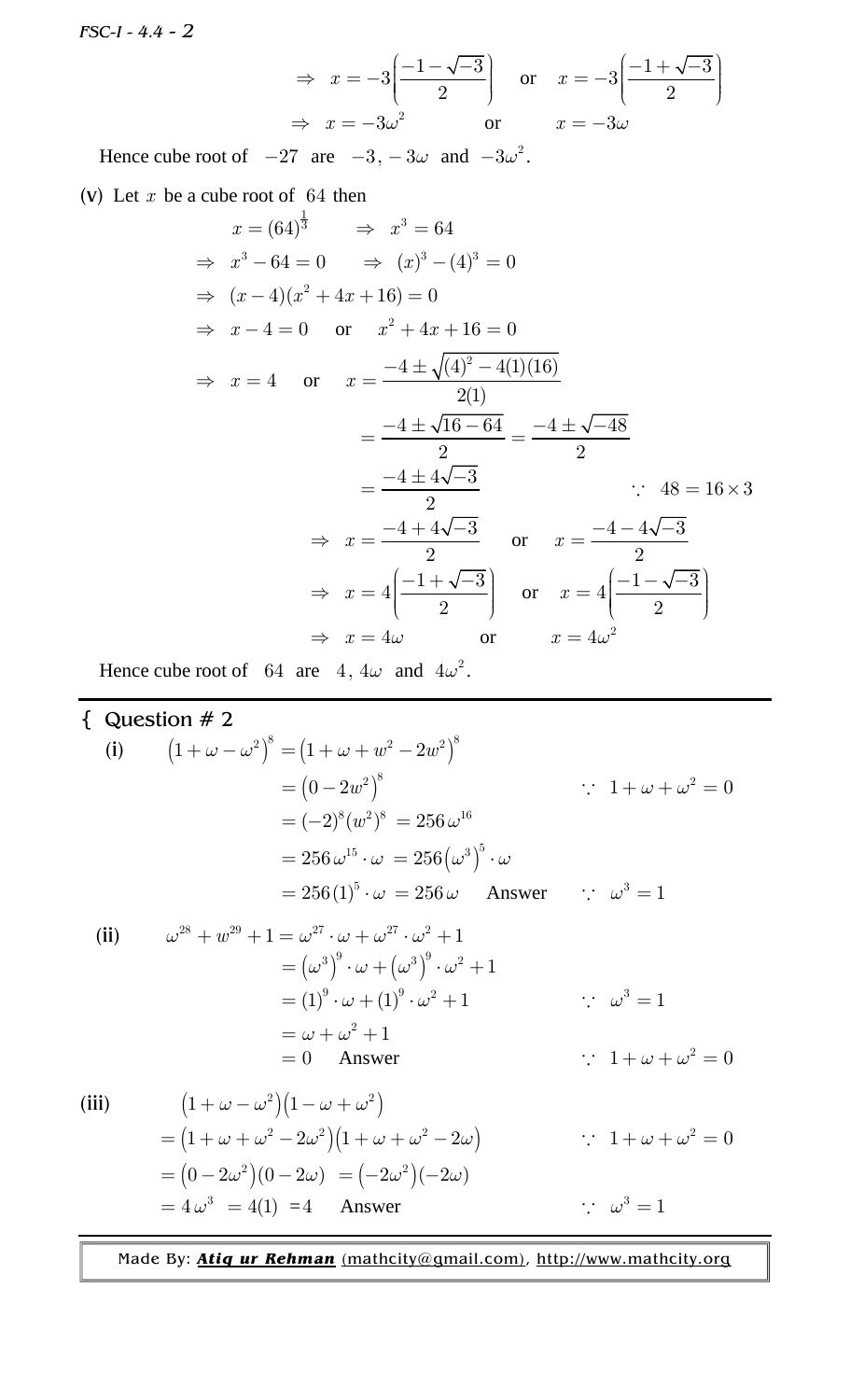$$\Rightarrow \quad x=-3\left(\frac{-1-\sqrt{-3}}{2}\right) \quad \text{or} \quad x=-3\left(\frac{-1+\sqrt{-3}}{2}\right)$$

$$\Rightarrow \quad x=-3\omega^{2} \quad \text{or} \quad x=-3\omega$$

Hence cube root of $-27$ are $-3,-3\omega$ and $-3\omega^{2}$.

(v) Let $x$ be a cube root of $64$ then

$$x=(64)^{\frac{1}{3}} \quad \Rightarrow \quad x^{3}=64$$

$$\Rightarrow \quad x^{3}-64=0 \quad \Rightarrow \quad (x)^{3}-(4)^{3}=0$$

$$\Rightarrow \quad (x-4)(x^{2}+4x+16)=0$$

$$\Rightarrow \quad x-4=0 \quad \text{or} \quad x^{2}+4x+16=0$$

$$\Rightarrow \quad x=4 \quad \text{or} \quad x=\frac{-4\pm\sqrt{(4)^{2}-4(1)(16)}}{2(1)}$$

$$=\frac{-4\pm\sqrt{16-64}}{2}=\frac{-4\pm\sqrt{-48}}{2}$$

$$=\frac{-4\pm4\sqrt{-3}}{2} \qquad \because \ 48=16\times3$$

$$\Rightarrow \quad x=\frac{-4+4\sqrt{-3}}{2} \quad \text{or} \quad x=\frac{-4-4\sqrt{-3}}{2}$$

$$\Rightarrow \quad x=4\left(\frac{-1+\sqrt{-3}}{2}\right) \quad \text{or} \quad x=4\left(\frac{-1-\sqrt{-3}}{2}\right)$$

$$\Rightarrow \quad x=4\omega \quad \text{or} \quad x=4\omega^{2}$$

Hence cube root of $64$ are $4,4\omega$ and $4\omega^{2}$.

## Question # 2

**(i)**

$$\left(1+\omega-\omega^{2}\right)^{8}=\left(1+\omega+w^{2}-2w^{2}\right)^{8}$$

$$=\left(0-2w^{2}\right)^{8} \qquad \because \ 1+\omega+\omega^{2}=0$$

$$=(-2)^{8}(w^{2})^{8}=256\,\omega^{16}$$

$$=256\,\omega^{15}\cdot\omega=256\left(\omega^{3}\right)^{5}\cdot\omega$$

$$=256(1)^{5}\cdot\omega=256\,\omega \quad \text{Answer} \qquad \because \ \omega^{3}=1$$

**(ii)**

$$\omega^{28}+w^{29}+1=\omega^{27}\cdot\omega+\omega^{27}\cdot\omega^{2}+1$$

$$=\left(\omega^{3}\right)^{9}\cdot\omega+\left(\omega^{3}\right)^{9}\cdot\omega^{2}+1$$

$$=(1)^{9}\cdot\omega+(1)^{9}\cdot\omega^{2}+1 \qquad \because \ \omega^{3}=1$$

$$=\omega+\omega^{2}+1$$

$$=0 \quad \text{Answer} \qquad \because \ 1+\omega+\omega^{2}=0$$

**(iii)**

$$\left(1+\omega-\omega^{2}\right)\left(1-\omega+\omega^{2}\right)$$

$$=\left(1+\omega+\omega^{2}-2\omega^{2}\right)\left(1+\omega+\omega^{2}-2\omega\right) \qquad \because \ 1+\omega+\omega^{2}=0$$

$$=\left(0-2\omega^{2}\right)(0-2\omega)=\left(-2\omega^{2}\right)(-2\omega)$$

$$=4\,\omega^{3}=4(1)=4 \quad \text{Answer} \qquad \because \ \omega^{3}=1$$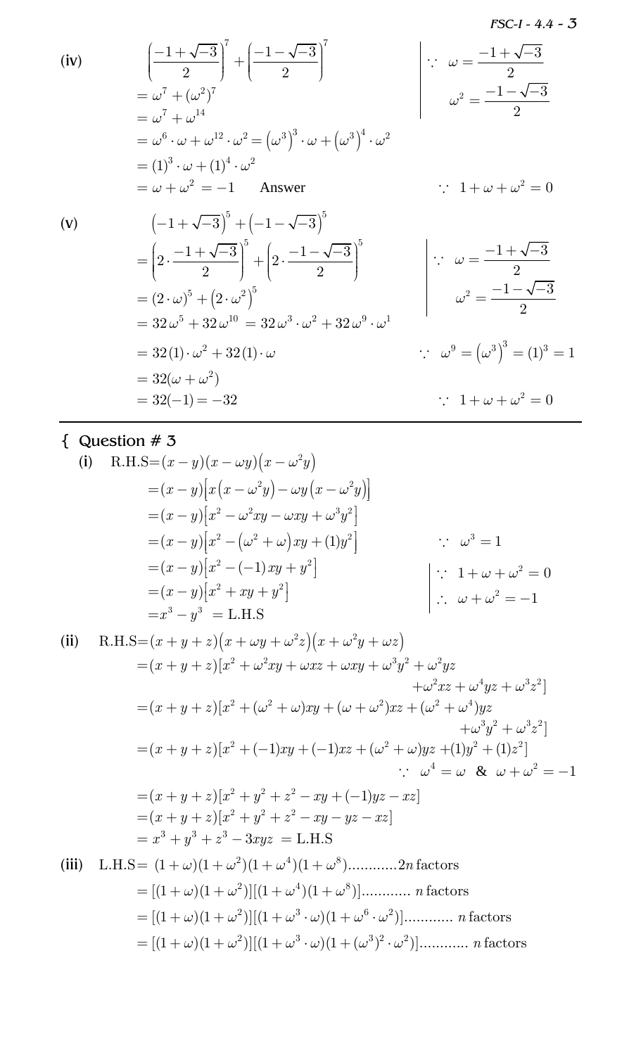**(iv)**

$$\left(\frac{-1+\sqrt{-3}}{2}\right)^7 + \left(\frac{-1-\sqrt{-3}}{2}\right)^7$$

$\because\ \omega = \dfrac{-1+\sqrt{-3}}{2}$, $\omega^2 = \dfrac{-1-\sqrt{-3}}{2}$

$$= \omega^7 + (\omega^2)^7$$
$$= \omega^7 + \omega^{14}$$
$$= \omega^6 \cdot \omega + \omega^{12} \cdot \omega^2 = \left(\omega^3\right)^3 \cdot \omega + \left(\omega^3\right)^4 \cdot \omega^2$$
$$= (1)^3 \cdot \omega + (1)^4 \cdot \omega^2$$
$$= \omega + \omega^2 = -1 \quad \text{Answer} \qquad \because\ 1+\omega+\omega^2 = 0$$

**(v)**

$$\left(-1+\sqrt{-3}\right)^5 + \left(-1-\sqrt{-3}\right)^5$$
$$= \left(2 \cdot \frac{-1+\sqrt{-3}}{2}\right)^5 + \left(2 \cdot \frac{-1-\sqrt{-3}}{2}\right)^5$$

$\because\ \omega = \dfrac{-1+\sqrt{-3}}{2}$, $\omega^2 = \dfrac{-1-\sqrt{-3}}{2}$

$$= (2 \cdot \omega)^5 + \left(2 \cdot \omega^2\right)^5$$
$$= 32\omega^5 + 32\omega^{10} = 32\omega^3 \cdot \omega^2 + 32\omega^9 \cdot \omega^1$$
$$= 32(1) \cdot \omega^2 + 32(1) \cdot \omega \qquad \because\ \omega^9 = \left(\omega^3\right)^3 = (1)^3 = 1$$
$$= 32(\omega + \omega^2)$$
$$= 32(-1) = -32 \qquad \because\ 1+\omega+\omega^2 = 0$$

---

## Question # 3

**(i)**

$$\text{R.H.S} = (x-y)(x-\omega y)\left(x-\omega^2 y\right)$$
$$= (x-y)\left[x\left(x-\omega^2 y\right) - \omega y\left(x-\omega^2 y\right)\right]$$
$$= (x-y)\left[x^2 - \omega^2 xy - \omega xy + \omega^3 y^2\right]$$
$$= (x-y)\left[x^2 - \left(\omega^2+\omega\right)xy + (1)y^2\right] \qquad \because\ \omega^3 = 1$$
$$= (x-y)\left[x^2 - (-1)xy + y^2\right]$$
$$= (x-y)\left[x^2 + xy + y^2\right]$$
$$= x^3 - y^3 = \text{L.H.S}$$

$\because\ 1+\omega+\omega^2 = 0$, $\therefore\ \omega+\omega^2 = -1$

**(ii)**

$$\text{R.H.S} = (x+y+z)\left(x+\omega y+\omega^2 z\right)\left(x+\omega^2 y+\omega z\right)$$
$$= (x+y+z)[x^2 + \omega^2 xy + \omega xz + \omega xy + \omega^3 y^2 + \omega^2 yz + \omega^2 xz + \omega^4 yz + \omega^3 z^2]$$
$$= (x+y+z)[x^2 + (\omega^2+\omega)xy + (\omega+\omega^2)xz + (\omega^2+\omega^4)yz + \omega^3 y^2 + \omega^3 z^2]$$
$$= (x+y+z)[x^2 + (-1)xy + (-1)xz + (\omega^2+\omega)yz + (1)y^2 + (1)z^2]$$

$\because\ \omega^4 = \omega\ \ \&\ \ \omega+\omega^2 = -1$

$$= (x+y+z)[x^2+y^2+z^2 - xy + (-1)yz - xz]$$
$$= (x+y+z)[x^2+y^2+z^2 - xy - yz - xz]$$
$$= x^3+y^3+z^3 - 3xyz = \text{L.H.S}$$

**(iii)**

$$\text{L.H.S} = (1+\omega)(1+\omega^2)(1+\omega^4)(1+\omega^8)\ldots\ldots\ldots\ldots 2n\ \text{factors}$$
$$= [(1+\omega)(1+\omega^2)][(1+\omega^4)(1+\omega^8)]\ldots\ldots\ldots\ldots\ n\ \text{factors}$$
$$= [(1+\omega)(1+\omega^2)][(1+\omega^3 \cdot \omega)(1+\omega^6 \cdot \omega^2)]\ldots\ldots\ldots\ldots\ n\ \text{factors}$$
$$= [(1+\omega)(1+\omega^2)][(1+\omega^3 \cdot \omega)(1+(\omega^3)^2 \cdot \omega^2)]\ldots\ldots\ldots\ldots\ n\ \text{factors}$$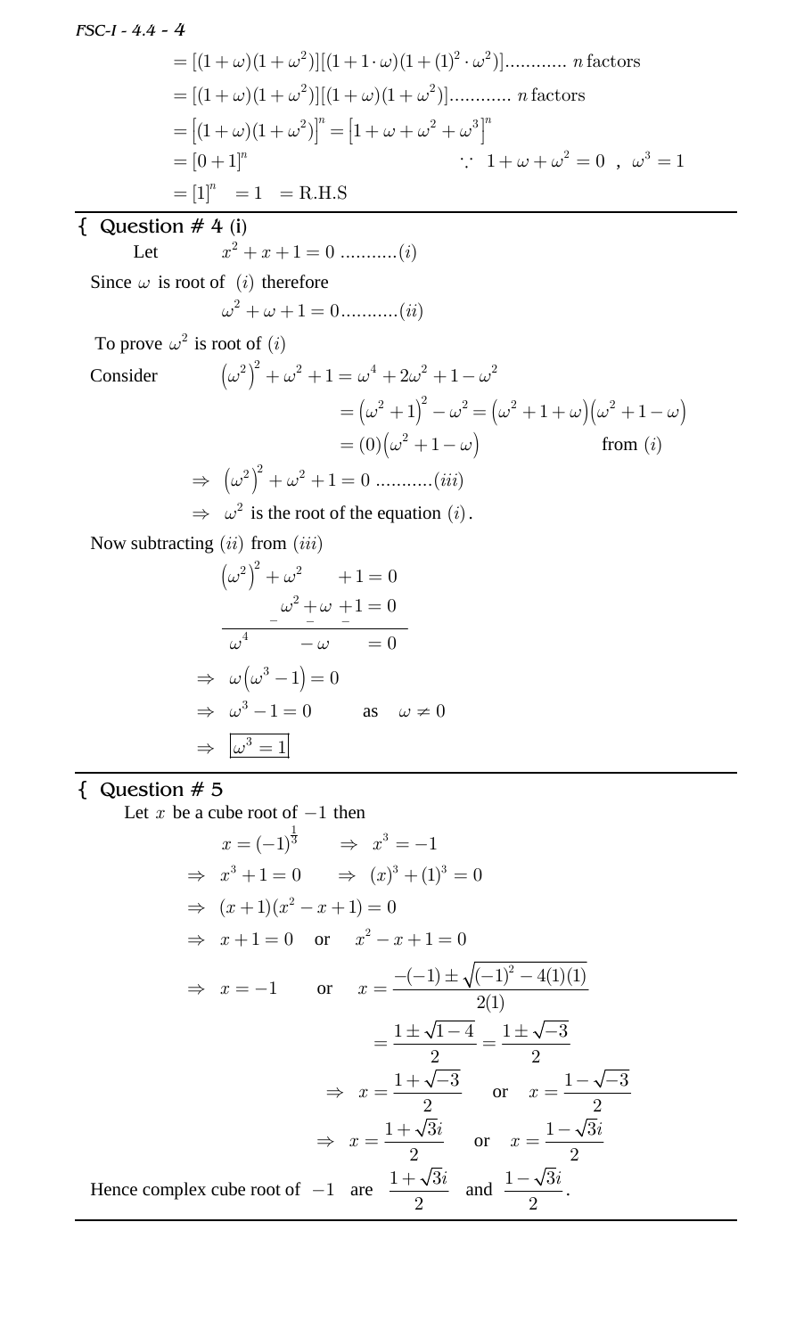$$= [(1+\omega)(1+\omega^2)][(1+1\cdot\omega)(1+(1)^2\cdot\omega^2)]\ldots\ldots\ldots\ldots\; n\,\text{factors}$$

$$= [(1+\omega)(1+\omega^2)][(1+\omega)(1+\omega^2)]\ldots\ldots\ldots\ldots\; n\,\text{factors}$$

$$= \left[(1+\omega)(1+\omega^2)\right]^n = \left[1+\omega+\omega^2+\omega^3\right]^n$$

$$= [0+1]^n \qquad \because\; 1+\omega+\omega^2=0\;,\;\omega^3=1$$

$$= [1]^n = 1 = \text{R.H.S}$$

## Question # 4 (i)

Let $\quad x^2+x+1=0 \;\ldots\ldots\ldots\ldots(i)$

Since $\omega$ is root of $(i)$ therefore

$$\omega^2+\omega+1=0\ldots\ldots\ldots\ldots(ii)$$

To prove $\omega^2$ is root of $(i)$

Consider $\quad \left(\omega^2\right)^2+\omega^2+1=\omega^4+2\omega^2+1-\omega^2$

$$=\left(\omega^2+1\right)^2-\omega^2=\left(\omega^2+1+\omega\right)\left(\omega^2+1-\omega\right)$$

$$=(0)\left(\omega^2+1-\omega\right) \qquad \text{from } (i)$$

$$\Rightarrow\; \left(\omega^2\right)^2+\omega^2+1=0\;\ldots\ldots\ldots\ldots(iii)$$

$\Rightarrow\;\omega^2$ is the root of the equation $(i)$.

Now subtracting $(ii)$ from $(iii)$

$$\left(\omega^2\right)^2+\omega^2 \quad +1=0$$

$$\underline{\;\;\;\;\;\;\;\;\;\;\;\;\;\omega^2+\omega\;+1=0}$$

$$\omega^4 \qquad -\omega \qquad =0$$

$$\Rightarrow\; \omega\left(\omega^3-1\right)=0$$

$$\Rightarrow\; \omega^3-1=0 \qquad \text{as} \quad \omega\neq 0$$

$$\Rightarrow\; \boxed{\omega^3=1}$$

## Question # 5

Let $x$ be a cube root of $-1$ then

$$x=(-1)^{\frac{1}{3}} \qquad \Rightarrow\; x^3=-1$$

$$\Rightarrow\; x^3+1=0 \qquad \Rightarrow\; (x)^3+(1)^3=0$$

$$\Rightarrow\; (x+1)(x^2-x+1)=0$$

$$\Rightarrow\; x+1=0 \quad \text{or} \quad x^2-x+1=0$$

$$\Rightarrow\; x=-1 \qquad \text{or} \quad x=\frac{-(-1)\pm\sqrt{(-1)^2-4(1)(1)}}{2(1)}$$

$$=\frac{1\pm\sqrt{1-4}}{2}=\frac{1\pm\sqrt{-3}}{2}$$

$$\Rightarrow\; x=\frac{1+\sqrt{-3}}{2} \quad \text{or} \quad x=\frac{1-\sqrt{-3}}{2}$$

$$\Rightarrow\; x=\frac{1+\sqrt{3}i}{2} \quad \text{or} \quad x=\frac{1-\sqrt{3}i}{2}$$

Hence complex cube root of $-1$ are $\dfrac{1+\sqrt{3}i}{2}$ and $\dfrac{1-\sqrt{3}i}{2}$.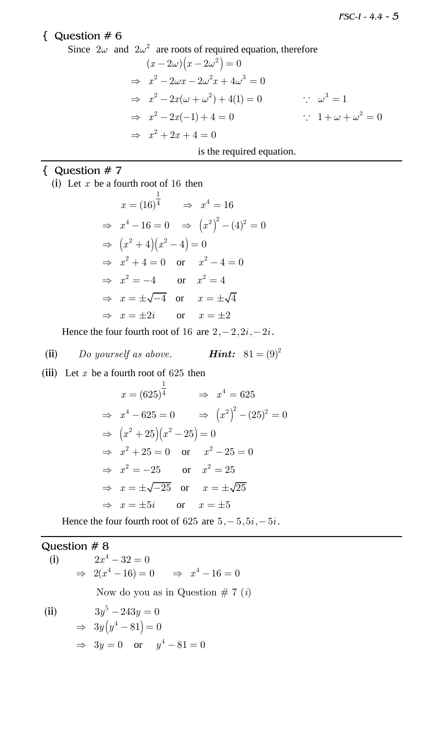## Question # 6

Since $2\omega$ and $2\omega^2$ are roots of required equation, therefore

$$(x-2\omega)\left(x-2\omega^2\right)=0$$

$$\Rightarrow\ x^2-2\omega x-2\omega^2 x+4\omega^3=0$$

$$\Rightarrow\ x^2-2x(\omega+\omega^2)+4(1)=0 \qquad \because\ \omega^3=1$$

$$\Rightarrow\ x^2-2x(-1)+4=0 \qquad \because\ 1+\omega+\omega^2=0$$

$$\Rightarrow\ x^2+2x+4=0$$

is the required equation.

## Question # 7

**(i)** Let $x$ be a fourth root of $16$ then

$$x=(16)^{\frac{1}{4}} \qquad \Rightarrow\ x^4=16$$

$$\Rightarrow\ x^4-16=0 \quad \Rightarrow\ \left(x^2\right)^2-(4)^2=0$$

$$\Rightarrow\ \left(x^2+4\right)\left(x^2-4\right)=0$$

$$\Rightarrow\ x^2+4=0 \quad \text{or} \quad x^2-4=0$$

$$\Rightarrow\ x^2=-4 \quad \text{or} \quad x^2=4$$

$$\Rightarrow\ x=\pm\sqrt{-4} \quad \text{or} \quad x=\pm\sqrt{4}$$

$$\Rightarrow\ x=\pm 2i \quad \text{or} \quad x=\pm 2$$

Hence the four fourth root of $16$ are $2,-2,2i,-2i$.

**(ii)** *Do yourself as above.* ***Hint:*** $81=(9)^2$

**(iii)** Let $x$ be a fourth root of $625$ then

$$x=(625)^{\frac{1}{4}} \qquad \Rightarrow\ x^4=625$$

$$\Rightarrow\ x^4-625=0 \qquad \Rightarrow\ \left(x^2\right)^2-(25)^2=0$$

$$\Rightarrow\ \left(x^2+25\right)\left(x^2-25\right)=0$$

$$\Rightarrow\ x^2+25=0 \quad \text{or} \quad x^2-25=0$$

$$\Rightarrow\ x^2=-25 \quad \text{or} \quad x^2=25$$

$$\Rightarrow\ x=\pm\sqrt{-25} \quad \text{or} \quad x=\pm\sqrt{25}$$

$$\Rightarrow\ x=\pm 5i \quad \text{or} \quad x=\pm 5$$

Hence the four fourth root of $625$ are $5,-5,5i,-5i$.

## Question # 8

**(i)**

$$2x^4-32=0$$

$$\Rightarrow\ 2(x^4-16)=0 \qquad \Rightarrow\ x^4-16=0$$

Now do you as in Question # 7 $(i)$

**(ii)**

$$3y^5-243y=0$$

$$\Rightarrow\ 3y\left(y^4-81\right)=0$$

$$\Rightarrow\ 3y=0 \quad \text{or} \quad y^4-81=0$$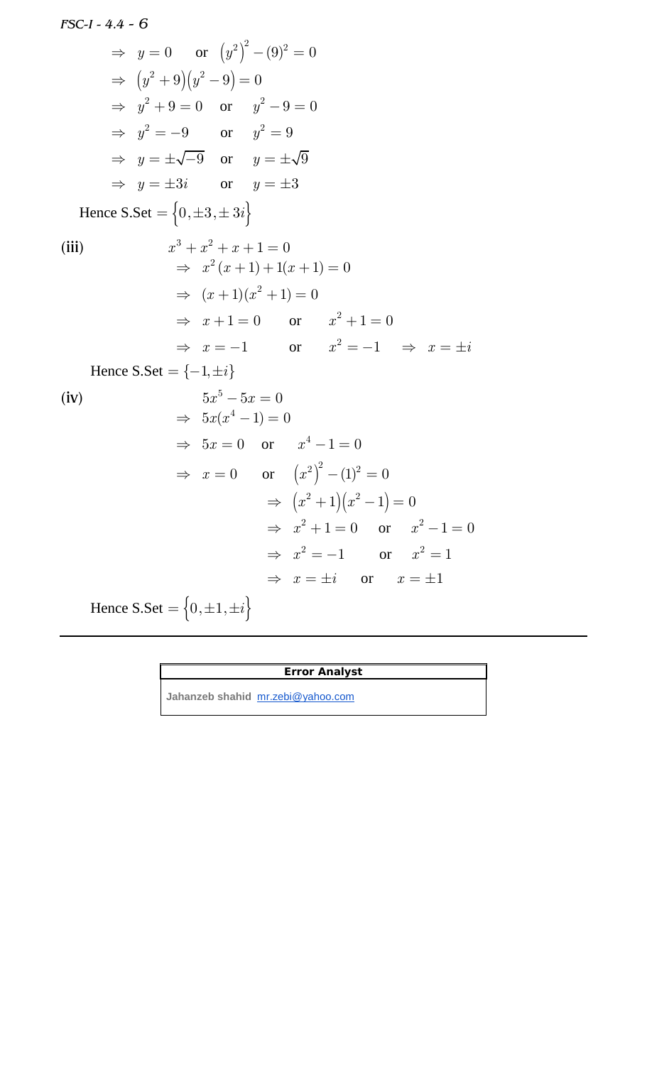$$\Rightarrow\ y = 0 \quad \text{or} \quad \left(y^2\right)^2 - (9)^2 = 0$$

$$\Rightarrow\ \left(y^2 + 9\right)\left(y^2 - 9\right) = 0$$

$$\Rightarrow\ y^2 + 9 = 0 \quad \text{or} \quad y^2 - 9 = 0$$

$$\Rightarrow\ y^2 = -9 \quad \text{or} \quad y^2 = 9$$

$$\Rightarrow\ y = \pm\sqrt{-9} \quad \text{or} \quad y = \pm\sqrt{9}$$

$$\Rightarrow\ y = \pm 3i \quad \text{or} \quad y = \pm 3$$

Hence S.Set $= \left\{0, \pm 3, \pm 3i\right\}$

**(iii)**

$$x^3 + x^2 + x + 1 = 0$$

$$\Rightarrow\ x^2(x+1) + 1(x+1) = 0$$

$$\Rightarrow\ (x+1)(x^2+1) = 0$$

$$\Rightarrow\ x + 1 = 0 \quad \text{or} \quad x^2 + 1 = 0$$

$$\Rightarrow\ x = -1 \quad \text{or} \quad x^2 = -1 \quad \Rightarrow\ x = \pm i$$

Hence S.Set $= \{-1, \pm i\}$

**(iv)**

$$5x^5 - 5x = 0$$

$$\Rightarrow\ 5x(x^4 - 1) = 0$$

$$\Rightarrow\ 5x = 0 \quad \text{or} \quad x^4 - 1 = 0$$

$$\Rightarrow\ x = 0 \quad \text{or} \quad \left(x^2\right)^2 - (1)^2 = 0$$

$$\Rightarrow\ \left(x^2 + 1\right)\left(x^2 - 1\right) = 0$$

$$\Rightarrow\ x^2 + 1 = 0 \quad \text{or} \quad x^2 - 1 = 0$$

$$\Rightarrow\ x^2 = -1 \quad \text{or} \quad x^2 = 1$$

$$\Rightarrow\ x = \pm i \quad \text{or} \quad x = \pm 1$$

Hence S.Set $= \left\{0, \pm 1, \pm i\right\}$

---

| Error Analyst |
|---|
| Jahanzeb shahid mr.zebi@yahoo.com |